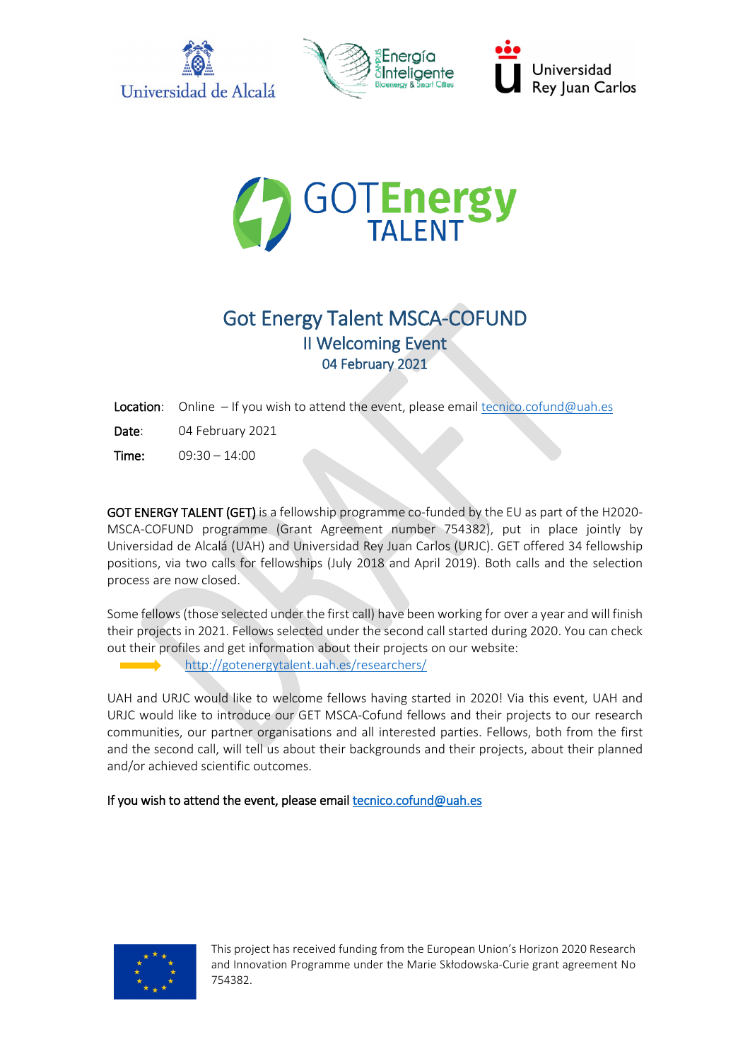# Got Energy Talent MSCA-COFUND

## II Welcoming Event

### 04 February 2021

**Location**: Online – If you wish to attend the event, please email tecnico.cofund@uah.es

**Date**: 04 February 2021

**Time:** 09:30 – 14:00

**GOT ENERGY TALENT (GET)** is a fellowship programme co-funded by the EU as part of the H2020-MSCA-COFUND programme (Grant Agreement number 754382), put in place jointly by Universidad de Alcalá (UAH) and Universidad Rey Juan Carlos (URJC). GET offered 34 fellowship positions, via two calls for fellowships (July 2018 and April 2019). Both calls and the selection process are now closed.

Some fellows (those selected under the first call) have been working for over a year and will finish their projects in 2021. Fellows selected under the second call started during 2020. You can check out their profiles and get information about their projects on our website:

http://gotenergytalent.uah.es/researchers/

UAH and URJC would like to welcome fellows having started in 2020! Via this event, UAH and URJC would like to introduce our GET MSCA-Cofund fellows and their projects to our research communities, our partner organisations and all interested parties. Fellows, both from the first and the second call, will tell us about their backgrounds and their projects, about their planned and/or achieved scientific outcomes.

**If you wish to attend the event, please email tecnico.cofund@uah.es**

This project has received funding from the European Union's Horizon 2020 Research and Innovation Programme under the Marie Skłodowska-Curie grant agreement No 754382.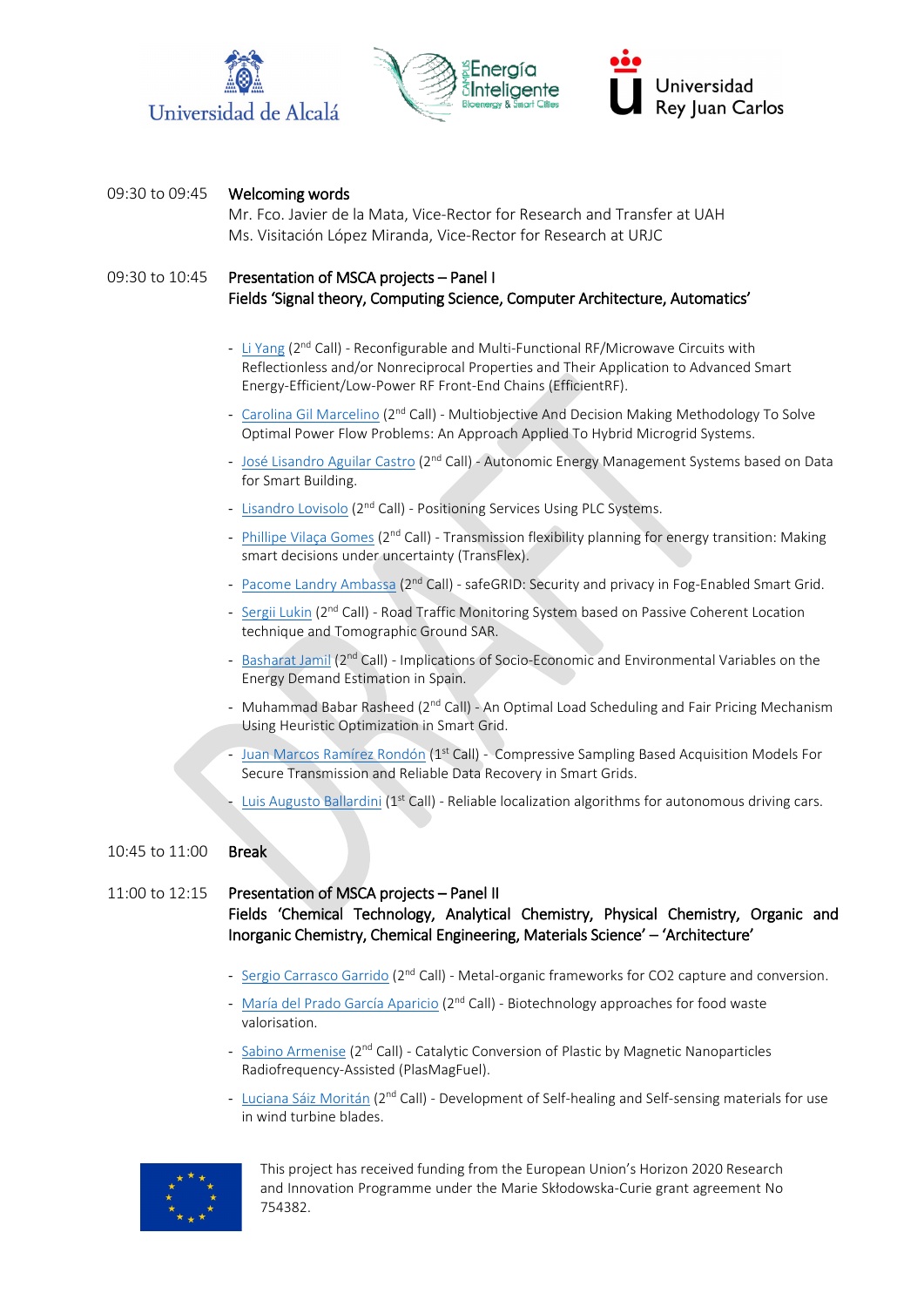09:30 to 09:45 **Welcoming words**

Mr. Fco. Javier de la Mata, Vice-Rector for Research and Transfer at UAH
Ms. Visitación López Miranda, Vice-Rector for Research at URJC

09:30 to 10:45 **Presentation of MSCA projects – Panel I**
**Fields 'Signal theory, Computing Science, Computer Architecture, Automatics'**

- Li Yang (2nd Call) - Reconfigurable and Multi-Functional RF/Microwave Circuits with Reflectionless and/or Nonreciprocal Properties and Their Application to Advanced Smart Energy-Efficient/Low-Power RF Front-End Chains (EfficientRF).
- Carolina Gil Marcelino (2nd Call) - Multiobjective And Decision Making Methodology To Solve Optimal Power Flow Problems: An Approach Applied To Hybrid Microgrid Systems.
- José Lisandro Aguilar Castro (2nd Call) - Autonomic Energy Management Systems based on Data for Smart Building.
- Lisandro Lovisolo (2nd Call) - Positioning Services Using PLC Systems.
- Phillipe Vilaça Gomes (2nd Call) - Transmission flexibility planning for energy transition: Making smart decisions under uncertainty (TransFlex).
- Pacome Landry Ambassa (2nd Call) - safeGRID: Security and privacy in Fog-Enabled Smart Grid.
- Sergii Lukin (2nd Call) - Road Traffic Monitoring System based on Passive Coherent Location technique and Tomographic Ground SAR.
- Basharat Jamil (2nd Call) - Implications of Socio-Economic and Environmental Variables on the Energy Demand Estimation in Spain.
- Muhammad Babar Rasheed (2nd Call) - An Optimal Load Scheduling and Fair Pricing Mechanism Using Heuristic Optimization in Smart Grid.
- Juan Marcos Ramírez Rondón (1st Call) - Compressive Sampling Based Acquisition Models For Secure Transmission and Reliable Data Recovery in Smart Grids.
- Luis Augusto Ballardini (1st Call) - Reliable localization algorithms for autonomous driving cars.

10:45 to 11:00 **Break**

11:00 to 12:15 **Presentation of MSCA projects – Panel II**
**Fields 'Chemical Technology, Analytical Chemistry, Physical Chemistry, Organic and Inorganic Chemistry, Chemical Engineering, Materials Science' – 'Architecture'**

- Sergio Carrasco Garrido (2nd Call) - Metal-organic frameworks for $CO_2$ capture and conversion.
- María del Prado García Aparicio (2nd Call) - Biotechnology approaches for food waste valorisation.
- Sabino Armenise (2nd Call) - Catalytic Conversion of Plastic by Magnetic Nanoparticles Radiofrequency-Assisted (PlasMagFuel).
- Luciana Sáiz Moritán (2nd Call) - Development of Self-healing and Self-sensing materials for use in wind turbine blades.

This project has received funding from the European Union's Horizon 2020 Research and Innovation Programme under the Marie Skłodowska-Curie grant agreement No 754382.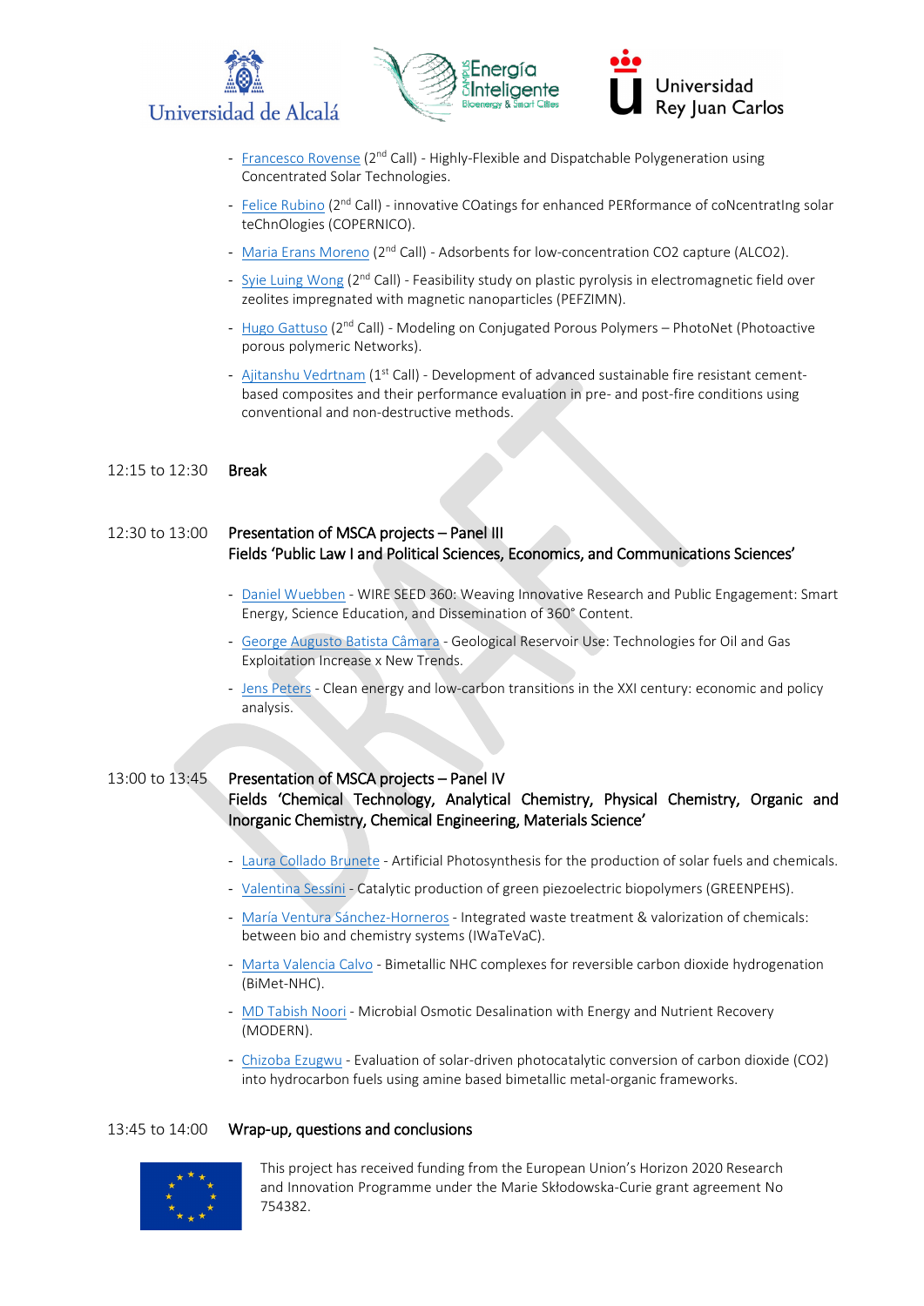- Francesco Rovense (2nd Call) - Highly-Flexible and Dispatchable Polygeneration using Concentrated Solar Technologies.
- Felice Rubino (2nd Call) - innovative COatings for enhanced PERformance of coNcentratIng solar teChnOlogies (COPERNICO).
- Maria Erans Moreno (2nd Call) - Adsorbents for low-concentration CO2 capture (ALCO2).
- Syie Luing Wong (2nd Call) - Feasibility study on plastic pyrolysis in electromagnetic field over zeolites impregnated with magnetic nanoparticles (PEFZIMN).
- Hugo Gattuso (2nd Call) - Modeling on Conjugated Porous Polymers – PhotoNet (Photoactive porous polymeric Networks).
- Ajitanshu Vedrtnam (1st Call) - Development of advanced sustainable fire resistant cement-based composites and their performance evaluation in pre- and post-fire conditions using conventional and non-destructive methods.

12:15 to 12:30 **Break**

12:30 to 13:00 **Presentation of MSCA projects – Panel III**
**Fields 'Public Law I and Political Sciences, Economics, and Communications Sciences'**

- Daniel Wuebben - WIRE SEED 360: Weaving Innovative Research and Public Engagement: Smart Energy, Science Education, and Dissemination of 360° Content.
- George Augusto Batista Câmara - Geological Reservoir Use: Technologies for Oil and Gas Exploitation Increase x New Trends.
- Jens Peters - Clean energy and low-carbon transitions in the XXI century: economic and policy analysis.

13:00 to 13:45 **Presentation of MSCA projects – Panel IV**
**Fields 'Chemical Technology, Analytical Chemistry, Physical Chemistry, Organic and Inorganic Chemistry, Chemical Engineering, Materials Science'**

- Laura Collado Brunete - Artificial Photosynthesis for the production of solar fuels and chemicals.
- Valentina Sessini - Catalytic production of green piezoelectric biopolymers (GREENPEHS).
- María Ventura Sánchez-Horneros - Integrated waste treatment & valorization of chemicals: between bio and chemistry systems (IWaTeVaC).
- Marta Valencia Calvo - Bimetallic NHC complexes for reversible carbon dioxide hydrogenation (BiMet-NHC).
- MD Tabish Noori - Microbial Osmotic Desalination with Energy and Nutrient Recovery (MODERN).
- Chizoba Ezugwu - Evaluation of solar-driven photocatalytic conversion of carbon dioxide (CO2) into hydrocarbon fuels using amine based bimetallic metal-organic frameworks.

13:45 to 14:00 **Wrap-up, questions and conclusions**

This project has received funding from the European Union's Horizon 2020 Research and Innovation Programme under the Marie Skłodowska-Curie grant agreement No 754382.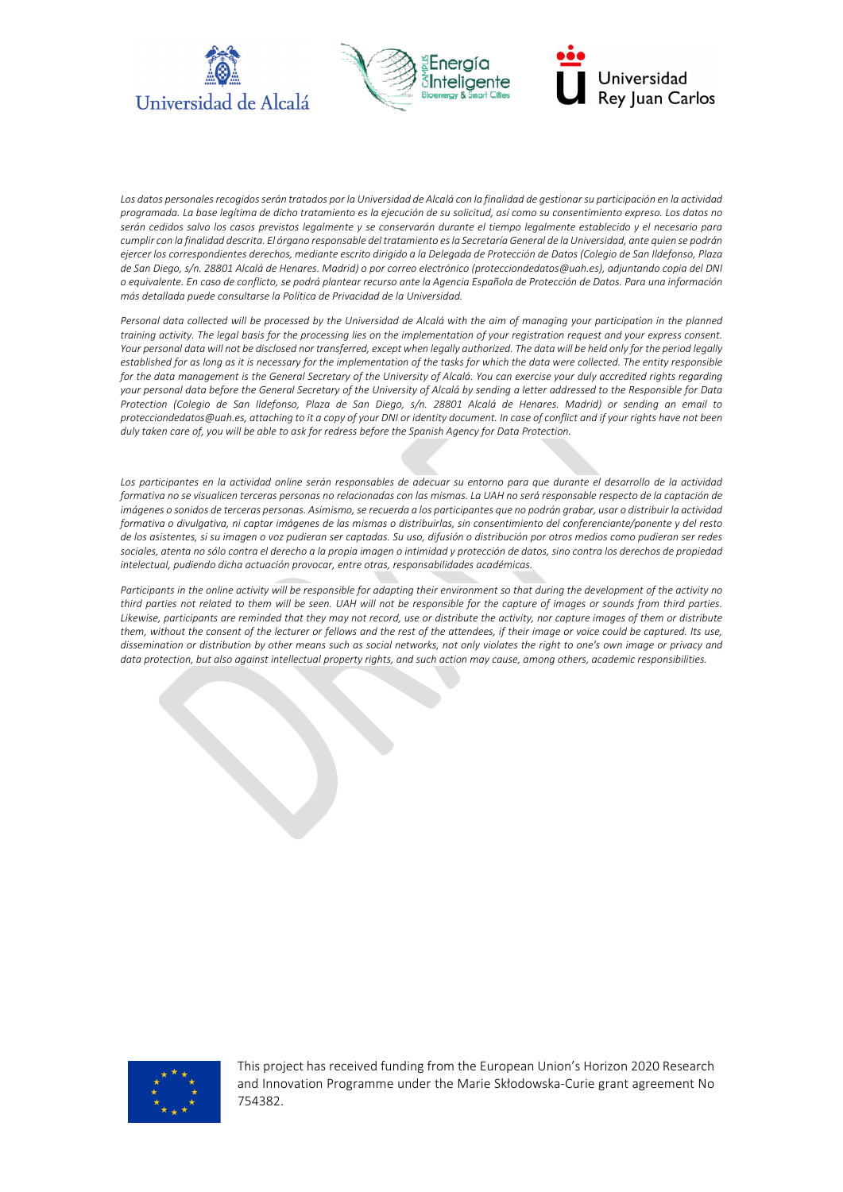*Los datos personales recogidos serán tratados por la Universidad de Alcalá con la finalidad de gestionar su participación en la actividad programada. La base legítima de dicho tratamiento es la ejecución de su solicitud, así como su consentimiento expreso. Los datos no serán cedidos salvo los casos previstos legalmente y se conservarán durante el tiempo legalmente establecido y el necesario para cumplir con la finalidad descrita. El órgano responsable del tratamiento es la Secretaría General de la Universidad, ante quien se podrán ejercer los correspondientes derechos, mediante escrito dirigido a la Delegada de Protección de Datos (Colegio de San Ildefonso, Plaza de San Diego, s/n. 28801 Alcalá de Henares. Madrid) o por correo electrónico (protecciondedatos@uah.es), adjuntando copia del DNI o equivalente. En caso de conflicto, se podrá plantear recurso ante la Agencia Española de Protección de Datos. Para una información más detallada puede consultarse la Política de Privacidad de la Universidad.*

*Personal data collected will be processed by the Universidad de Alcalá with the aim of managing your participation in the planned training activity. The legal basis for the processing lies on the implementation of your registration request and your express consent. Your personal data will not be disclosed nor transferred, except when legally authorized. The data will be held only for the period legally established for as long as it is necessary for the implementation of the tasks for which the data were collected. The entity responsible for the data management is the General Secretary of the University of Alcalá. You can exercise your duly accredited rights regarding your personal data before the General Secretary of the University of Alcalá by sending a letter addressed to the Responsible for Data Protection (Colegio de San Ildefonso, Plaza de San Diego, s/n. 28801 Alcalá de Henares. Madrid) or sending an email to protecciondedatos@uah.es, attaching to it a copy of your DNI or identity document. In case of conflict and if your rights have not been duly taken care of, you will be able to ask for redress before the Spanish Agency for Data Protection.*

*Los participantes en la actividad online serán responsables de adecuar su entorno para que durante el desarrollo de la actividad formativa no se visualicen terceras personas no relacionadas con las mismas. La UAH no será responsable respecto de la captación de imágenes o sonidos de terceras personas. Asimismo, se recuerda a los participantes que no podrán grabar, usar o distribuir la actividad formativa o divulgativa, ni captar imágenes de las mismas o distribuirlas, sin consentimiento del conferenciante/ponente y del resto de los asistentes, si su imagen o voz pudieran ser captadas. Su uso, difusión o distribución por otros medios como pudieran ser redes sociales, atenta no sólo contra el derecho a la propia imagen o intimidad y protección de datos, sino contra los derechos de propiedad intelectual, pudiendo dicha actuación provocar, entre otras, responsabilidades académicas.*

*Participants in the online activity will be responsible for adapting their environment so that during the development of the activity no third parties not related to them will be seen. UAH will not be responsible for the capture of images or sounds from third parties. Likewise, participants are reminded that they may not record, use or distribute the activity, nor capture images of them or distribute them, without the consent of the lecturer or fellows and the rest of the attendees, if their image or voice could be captured. Its use, dissemination or distribution by other means such as social networks, not only violates the right to one's own image or privacy and data protection, but also against intellectual property rights, and such action may cause, among others, academic responsibilities.*

This project has received funding from the European Union's Horizon 2020 Research and Innovation Programme under the Marie Skłodowska-Curie grant agreement No 754382.